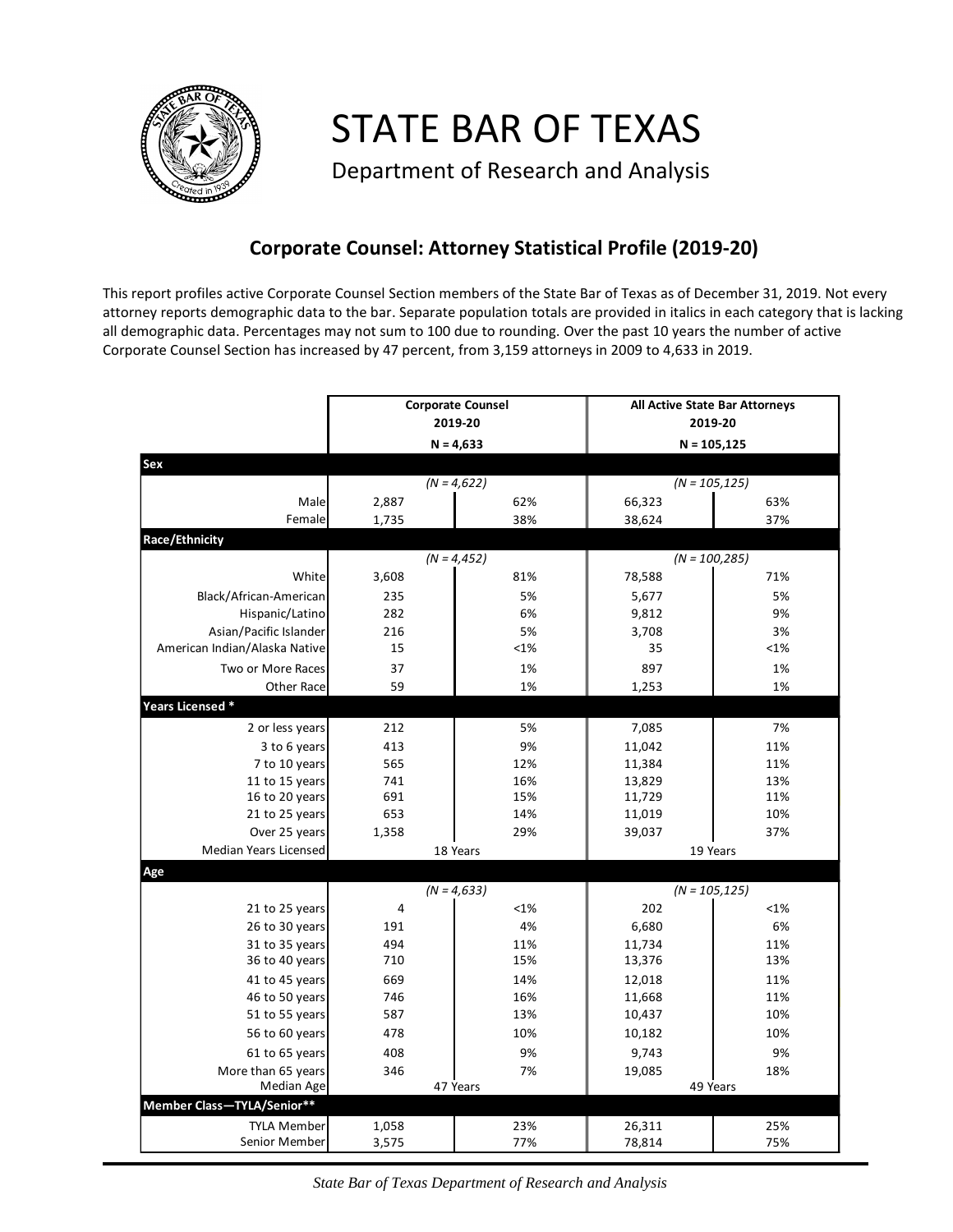# STATE BAR OF TEXAS

Department of Research and Analysis

## Corporate Counsel: Attorney Statistical Profile (2019-20)

This report profiles active Corporate Counsel Section members of the State Bar of Texas as of December 31, 2019. Not every attorney reports demographic data to the bar. Separate population totals are provided in italics in each category that is lacking all demographic data. Percentages may not sum to 100 due to rounding. Over the past 10 years the number of active Corporate Counsel Section has increased by 47 percent, from 3,159 attorneys in 2009 to 4,633 in 2019.

| | Corporate Counsel 2019-20 N = 4,633 | | All Active State Bar Attorneys 2019-20 N = 105,125 | |
|---|---|---|---|---|
| **Sex** | | | | |
| | *(N = 4,622)* | | *(N = 105,125)* | |
| Male | 2,887 | 62% | 66,323 | 63% |
| Female | 1,735 | 38% | 38,624 | 37% |
| **Race/Ethnicity** | | | | |
| | *(N = 4,452)* | | *(N = 100,285)* | |
| White | 3,608 | 81% | 78,588 | 71% |
| Black/African-American | 235 | 5% | 5,677 | 5% |
| Hispanic/Latino | 282 | 6% | 9,812 | 9% |
| Asian/Pacific Islander | 216 | 5% | 3,708 | 3% |
| American Indian/Alaska Native | 15 | <1% | 35 | <1% |
| Two or More Races | 37 | 1% | 897 | 1% |
| Other Race | 59 | 1% | 1,253 | 1% |
| **Years Licensed *** | | | | |
| 2 or less years | 212 | 5% | 7,085 | 7% |
| 3 to 6 years | 413 | 9% | 11,042 | 11% |
| 7 to 10 years | 565 | 12% | 11,384 | 11% |
| 11 to 15 years | 741 | 16% | 13,829 | 13% |
| 16 to 20 years | 691 | 15% | 11,729 | 11% |
| 21 to 25 years | 653 | 14% | 11,019 | 10% |
| Over 25 years | 1,358 | 29% | 39,037 | 37% |
| Median Years Licensed | 18 Years | | 19 Years | |
| **Age** | | | | |
| | *(N = 4,633)* | | *(N = 105,125)* | |
| 21 to 25 years | 4 | <1% | 202 | <1% |
| 26 to 30 years | 191 | 4% | 6,680 | 6% |
| 31 to 35 years | 494 | 11% | 11,734 | 11% |
| 36 to 40 years | 710 | 15% | 13,376 | 13% |
| 41 to 45 years | 669 | 14% | 12,018 | 11% |
| 46 to 50 years | 746 | 16% | 11,668 | 11% |
| 51 to 55 years | 587 | 13% | 10,437 | 10% |
| 56 to 60 years | 478 | 10% | 10,182 | 10% |
| 61 to 65 years | 408 | 9% | 9,743 | 9% |
| More than 65 years | 346 | 7% | 19,085 | 18% |
| Median Age | 47 Years | | 49 Years | |
| **Member Class—TYLA/Senior**** | | | | |
| TYLA Member | 1,058 | 23% | 26,311 | 25% |
| Senior Member | 3,575 | 77% | 78,814 | 75% |

*State Bar of Texas Department of Research and Analysis*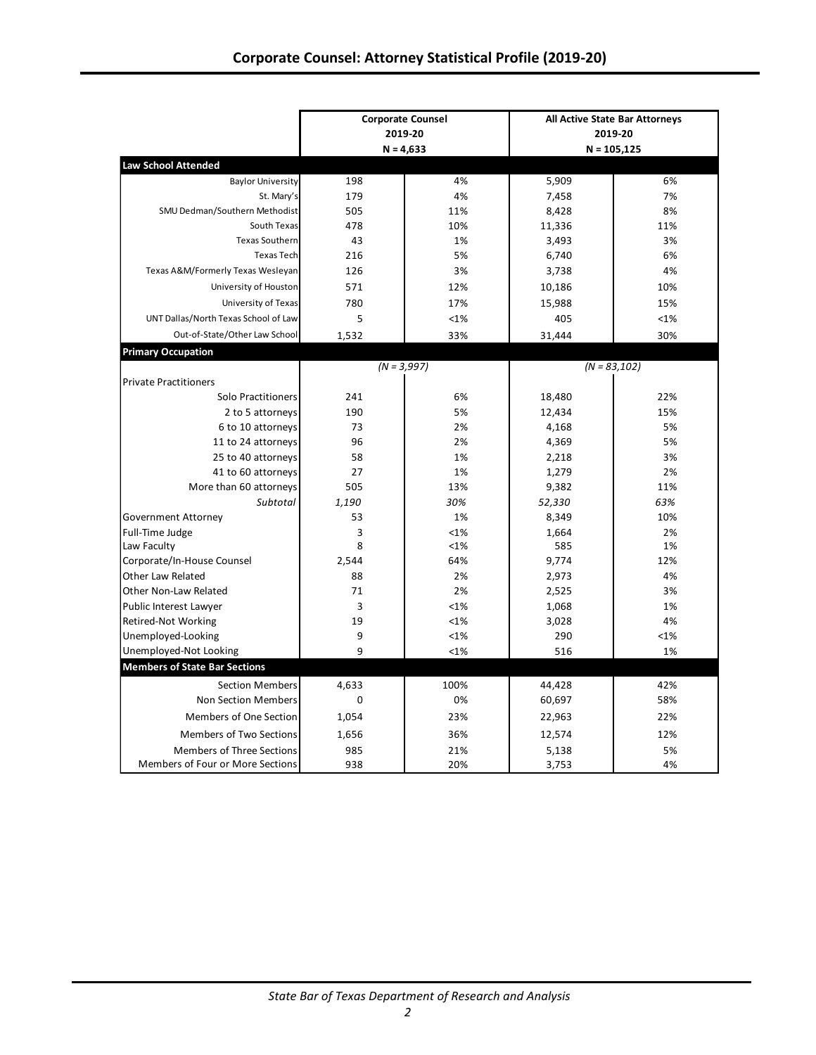# Corporate Counsel: Attorney Statistical Profile (2019-20)

| | Corporate Counsel 2019-20 N = 4,633 | | All Active State Bar Attorneys 2019-20 N = 105,125 | |
|---|---|---|---|---|
| **Law School Attended** | | | | |
| Baylor University | 198 | 4% | 5,909 | 6% |
| St. Mary's | 179 | 4% | 7,458 | 7% |
| SMU Dedman/Southern Methodist | 505 | 11% | 8,428 | 8% |
| South Texas | 478 | 10% | 11,336 | 11% |
| Texas Southern | 43 | 1% | 3,493 | 3% |
| Texas Tech | 216 | 5% | 6,740 | 6% |
| Texas A&M/Formerly Texas Wesleyan | 126 | 3% | 3,738 | 4% |
| University of Houston | 571 | 12% | 10,186 | 10% |
| University of Texas | 780 | 17% | 15,988 | 15% |
| UNT Dallas/North Texas School of Law | 5 | <1% | 405 | <1% |
| Out-of-State/Other Law School | 1,532 | 33% | 31,444 | 30% |
| **Primary Occupation** | | | | |
| | *(N = 3,997)* | | *(N = 83,102)* | |
| Private Practitioners | | | | |
| Solo Practitioners | 241 | 6% | 18,480 | 22% |
| 2 to 5 attorneys | 190 | 5% | 12,434 | 15% |
| 6 to 10 attorneys | 73 | 2% | 4,168 | 5% |
| 11 to 24 attorneys | 96 | 2% | 4,369 | 5% |
| 25 to 40 attorneys | 58 | 1% | 2,218 | 3% |
| 41 to 60 attorneys | 27 | 1% | 1,279 | 2% |
| More than 60 attorneys | 505 | 13% | 9,382 | 11% |
| *Subtotal* | *1,190* | *30%* | *52,330* | *63%* |
| Government Attorney | 53 | 1% | 8,349 | 10% |
| Full-Time Judge | 3 | <1% | 1,664 | 2% |
| Law Faculty | 8 | <1% | 585 | 1% |
| Corporate/In-House Counsel | 2,544 | 64% | 9,774 | 12% |
| Other Law Related | 88 | 2% | 2,973 | 4% |
| Other Non-Law Related | 71 | 2% | 2,525 | 3% |
| Public Interest Lawyer | 3 | <1% | 1,068 | 1% |
| Retired-Not Working | 19 | <1% | 3,028 | 4% |
| Unemployed-Looking | 9 | <1% | 290 | <1% |
| Unemployed-Not Looking | 9 | <1% | 516 | 1% |
| **Members of State Bar Sections** | | | | |
| Section Members | 4,633 | 100% | 44,428 | 42% |
| Non Section Members | 0 | 0% | 60,697 | 58% |
| Members of One Section | 1,054 | 23% | 22,963 | 22% |
| Members of Two Sections | 1,656 | 36% | 12,574 | 12% |
| Members of Three Sections | 985 | 21% | 5,138 | 5% |
| Members of Four or More Sections | 938 | 20% | 3,753 | 4% |

*State Bar of Texas Department of Research and Analysis*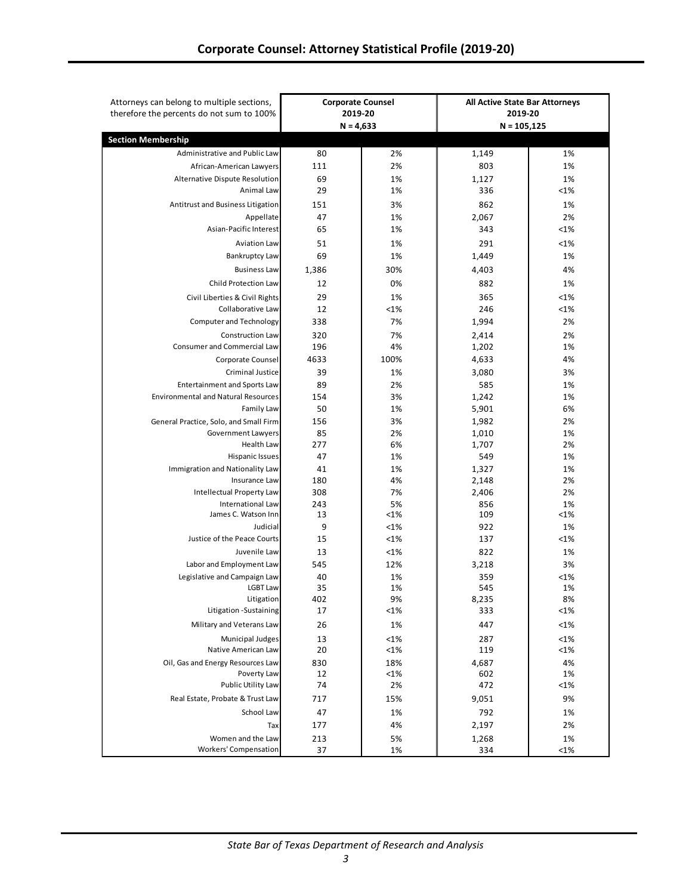## Corporate Counsel: Attorney Statistical Profile (2019-20)

| Attorneys can belong to multiple sections, therefore the percents do not sum to 100% | Corporate Counsel 2019-20 N = 4,633 | | All Active State Bar Attorneys 2019-20 N = 105,125 | |
|---|---|---|---|---|
| **Section Membership** | | | | |
| Administrative and Public Law | 80 | 2% | 1,149 | 1% |
| African-American Lawyers | 111 | 2% | 803 | 1% |
| Alternative Dispute Resolution | 69 | 1% | 1,127 | 1% |
| Animal Law | 29 | 1% | 336 | <1% |
| Antitrust and Business Litigation | 151 | 3% | 862 | 1% |
| Appellate | 47 | 1% | 2,067 | 2% |
| Asian-Pacific Interest | 65 | 1% | 343 | <1% |
| Aviation Law | 51 | 1% | 291 | <1% |
| Bankruptcy Law | 69 | 1% | 1,449 | 1% |
| Business Law | 1,386 | 30% | 4,403 | 4% |
| Child Protection Law | 12 | 0% | 882 | 1% |
| Civil Liberties & Civil Rights | 29 | 1% | 365 | <1% |
| Collaborative Law | 12 | <1% | 246 | <1% |
| Computer and Technology | 338 | 7% | 1,994 | 2% |
| Construction Law | 320 | 7% | 2,414 | 2% |
| Consumer and Commercial Law | 196 | 4% | 1,202 | 1% |
| Corporate Counsel | 4633 | 100% | 4,633 | 4% |
| Criminal Justice | 39 | 1% | 3,080 | 3% |
| Entertainment and Sports Law | 89 | 2% | 585 | 1% |
| Environmental and Natural Resources | 154 | 3% | 1,242 | 1% |
| Family Law | 50 | 1% | 5,901 | 6% |
| General Practice, Solo, and Small Firm | 156 | 3% | 1,982 | 2% |
| Government Lawyers | 85 | 2% | 1,010 | 1% |
| Health Law | 277 | 6% | 1,707 | 2% |
| Hispanic Issues | 47 | 1% | 549 | 1% |
| Immigration and Nationality Law | 41 | 1% | 1,327 | 1% |
| Insurance Law | 180 | 4% | 2,148 | 2% |
| Intellectual Property Law | 308 | 7% | 2,406 | 2% |
| International Law | 243 | 5% | 856 | 1% |
| James C. Watson Inn | 13 | <1% | 109 | <1% |
| Judicial | 9 | <1% | 922 | 1% |
| Justice of the Peace Courts | 15 | <1% | 137 | <1% |
| Juvenile Law | 13 | <1% | 822 | 1% |
| Labor and Employment Law | 545 | 12% | 3,218 | 3% |
| Legislative and Campaign Law | 40 | 1% | 359 | <1% |
| LGBT Law | 35 | 1% | 545 | 1% |
| Litigation | 402 | 9% | 8,235 | 8% |
| Litigation -Sustaining | 17 | <1% | 333 | <1% |
| Military and Veterans Law | 26 | 1% | 447 | <1% |
| Municipal Judges | 13 | <1% | 287 | <1% |
| Native American Law | 20 | <1% | 119 | <1% |
| Oil, Gas and Energy Resources Law | 830 | 18% | 4,687 | 4% |
| Poverty Law | 12 | <1% | 602 | 1% |
| Public Utility Law | 74 | 2% | 472 | <1% |
| Real Estate, Probate & Trust Law | 717 | 15% | 9,051 | 9% |
| School Law | 47 | 1% | 792 | 1% |
| Tax | 177 | 4% | 2,197 | 2% |
| Women and the Law | 213 | 5% | 1,268 | 1% |
| Workers' Compensation | 37 | 1% | 334 | <1% |

*State Bar of Texas Department of Research and Analysis*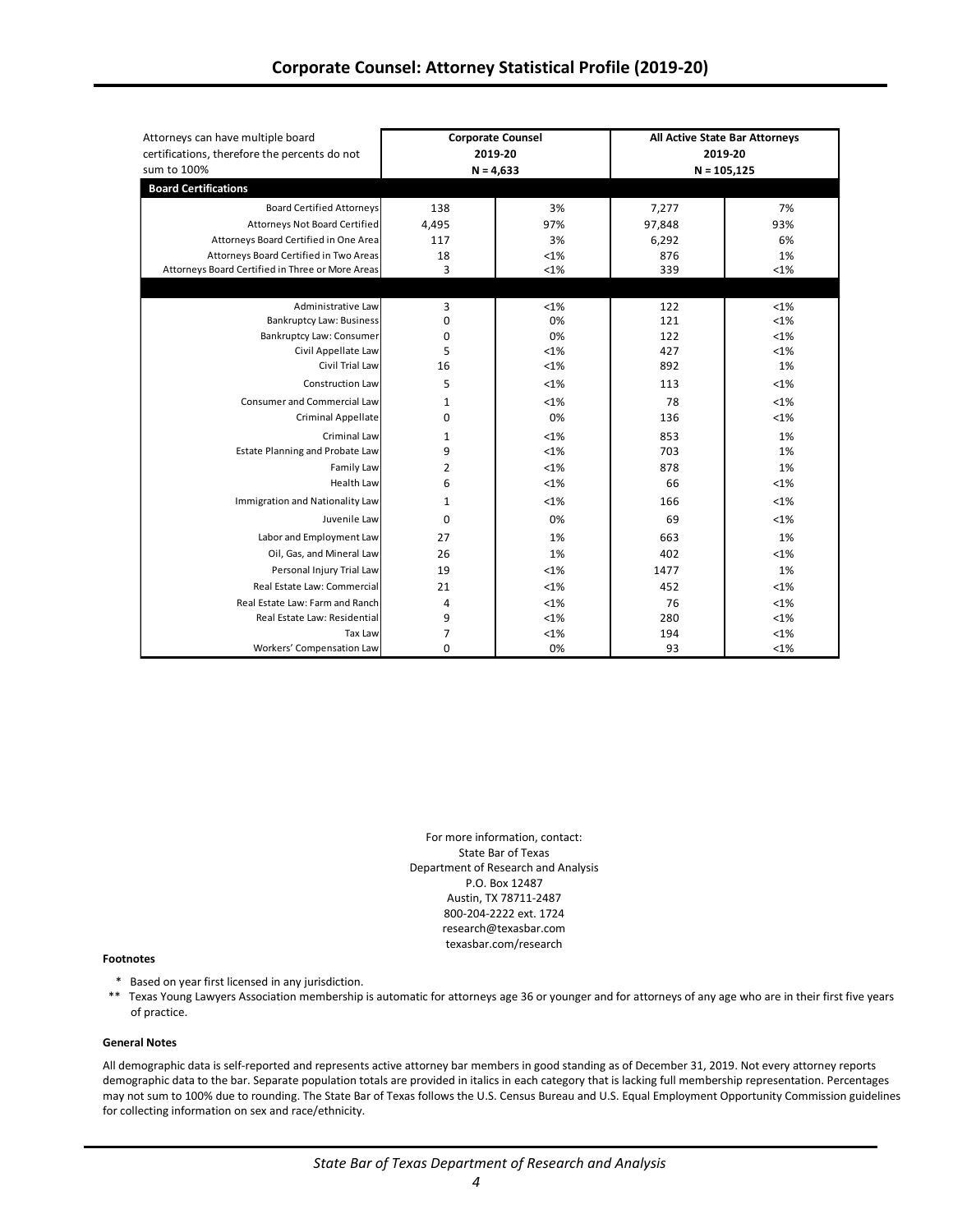## Corporate Counsel: Attorney Statistical Profile (2019-20)

| Attorneys can have multiple board certifications, therefore the percents do not sum to 100% | Corporate Counsel 2019-20 N = 4,633 | | All Active State Bar Attorneys 2019-20 N = 105,125 | |
|---|---|---|---|---|
| **Board Certifications** | | | | |
| Board Certified Attorneys | 138 | 3% | 7,277 | 7% |
| Attorneys Not Board Certified | 4,495 | 97% | 97,848 | 93% |
| Attorneys Board Certified in One Area | 117 | 3% | 6,292 | 6% |
| Attorneys Board Certified in Two Areas | 18 | <1% | 876 | 1% |
| Attorneys Board Certified in Three or More Areas | 3 | <1% | 339 | <1% |
| | | | | |
| Administrative Law | 3 | <1% | 122 | <1% |
| Bankruptcy Law: Business | 0 | 0% | 121 | <1% |
| Bankruptcy Law: Consumer | 0 | 0% | 122 | <1% |
| Civil Appellate Law | 5 | <1% | 427 | <1% |
| Civil Trial Law | 16 | <1% | 892 | 1% |
| Construction Law | 5 | <1% | 113 | <1% |
| Consumer and Commercial Law | 1 | <1% | 78 | <1% |
| Criminal Appellate | 0 | 0% | 136 | <1% |
| Criminal Law | 1 | <1% | 853 | 1% |
| Estate Planning and Probate Law | 9 | <1% | 703 | 1% |
| Family Law | 2 | <1% | 878 | 1% |
| Health Law | 6 | <1% | 66 | <1% |
| Immigration and Nationality Law | 1 | <1% | 166 | <1% |
| Juvenile Law | 0 | 0% | 69 | <1% |
| Labor and Employment Law | 27 | 1% | 663 | 1% |
| Oil, Gas, and Mineral Law | 26 | 1% | 402 | <1% |
| Personal Injury Trial Law | 19 | <1% | 1477 | 1% |
| Real Estate Law: Commercial | 21 | <1% | 452 | <1% |
| Real Estate Law: Farm and Ranch | 4 | <1% | 76 | <1% |
| Real Estate Law: Residential | 9 | <1% | 280 | <1% |
| Tax Law | 7 | <1% | 194 | <1% |
| Workers' Compensation Law | 0 | 0% | 93 | <1% |

For more information, contact:
State Bar of Texas
Department of Research and Analysis
P.O. Box 12487
Austin, TX 78711-2487
800-204-2222 ext. 1724
research@texasbar.com
texasbar.com/research

**Footnotes**

\* Based on year first licensed in any jurisdiction.

\*\* Texas Young Lawyers Association membership is automatic for attorneys age 36 or younger and for attorneys of any age who are in their first five years of practice.

**General Notes**

All demographic data is self-reported and represents active attorney bar members in good standing as of December 31, 2019. Not every attorney reports demographic data to the bar. Separate population totals are provided in italics in each category that is lacking full membership representation. Percentages may not sum to 100% due to rounding. The State Bar of Texas follows the U.S. Census Bureau and U.S. Equal Employment Opportunity Commission guidelines for collecting information on sex and race/ethnicity.

*State Bar of Texas Department of Research and Analysis*